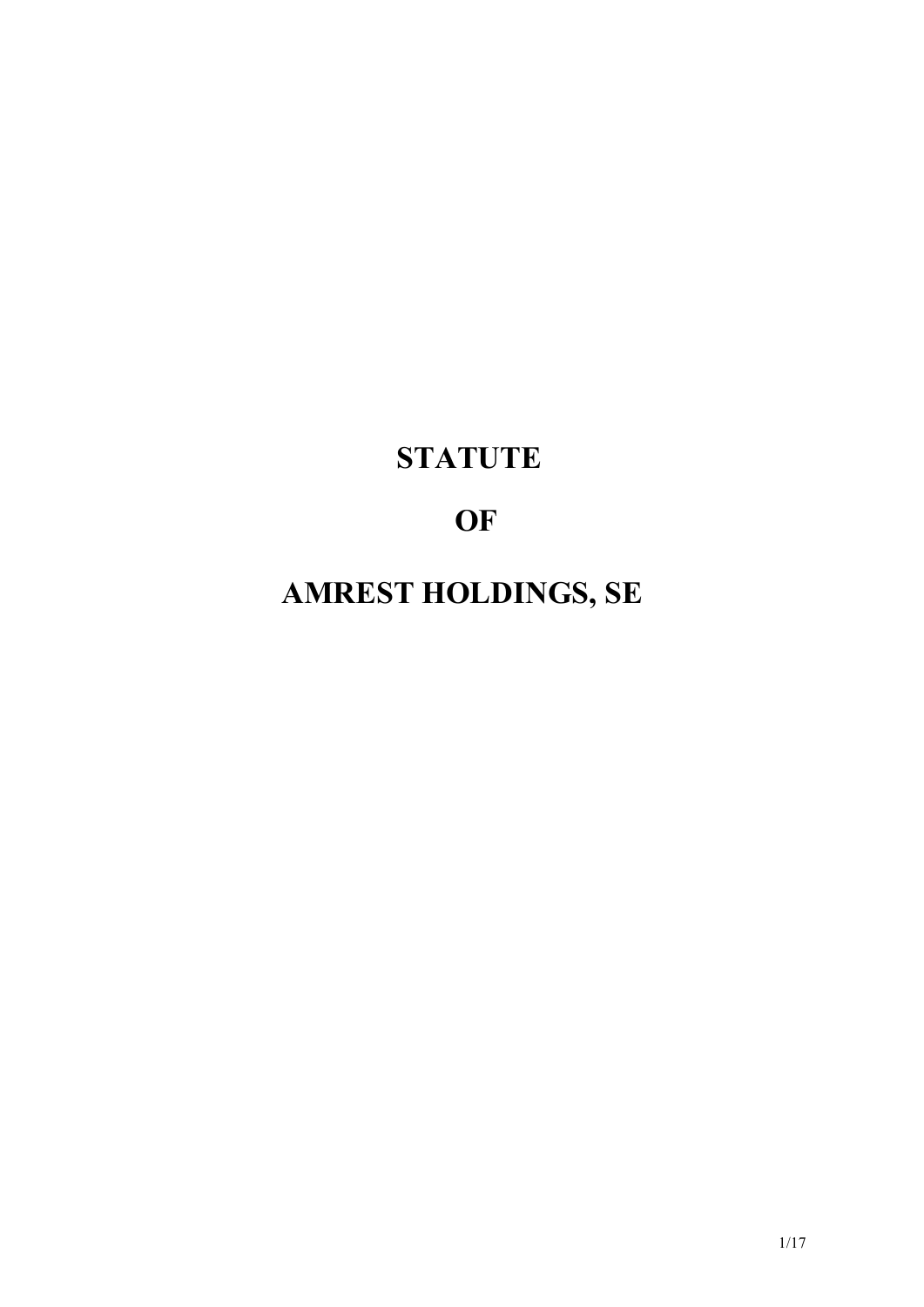# STATUTE

# OF

# AMREST HOLDINGS, SE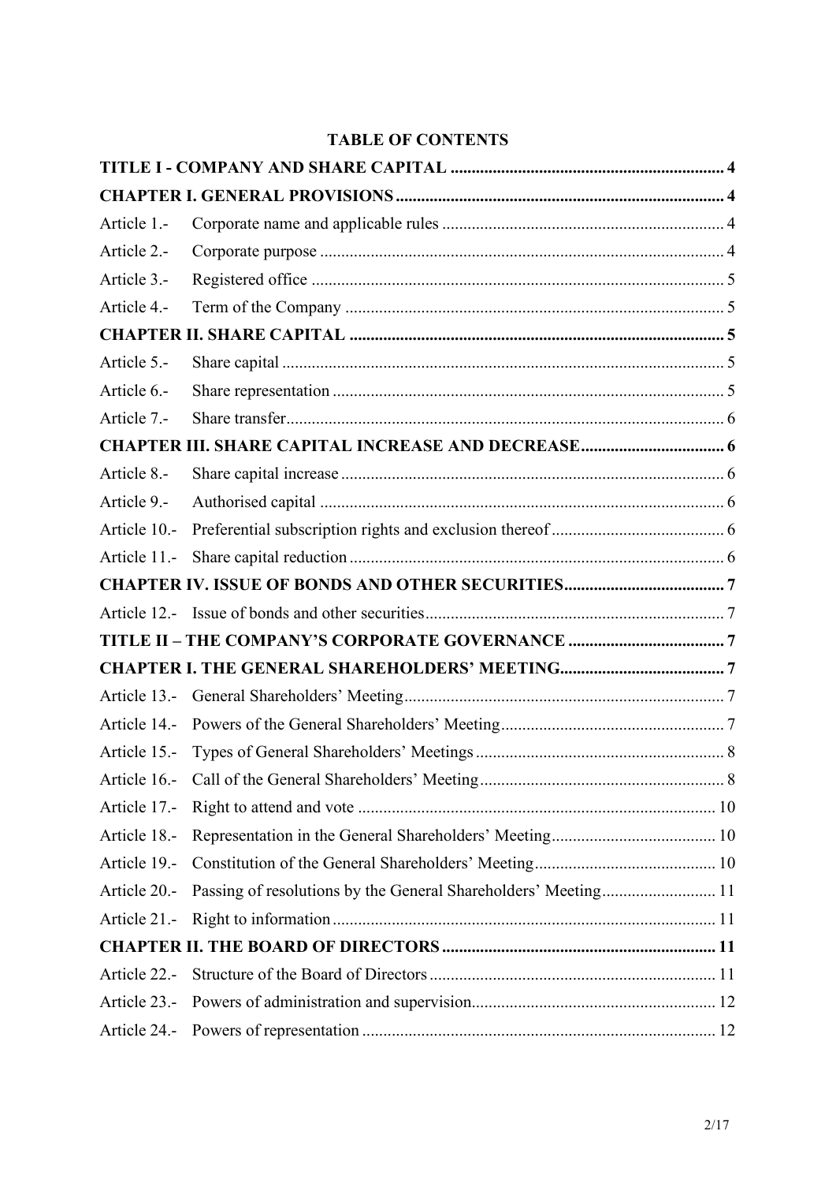**TABLE OF CONTENTS**

| | | |
|---|---|---|
| **TITLE I - COMPANY AND SHARE CAPITAL** | | **4** |
| **CHAPTER I. GENERAL PROVISIONS** | | **4** |
| Article 1.- | Corporate name and applicable rules | 4 |
| Article 2.- | Corporate purpose | 4 |
| Article 3.- | Registered office | 5 |
| Article 4.- | Term of the Company | 5 |
| **CHAPTER II. SHARE CAPITAL** | | **5** |
| Article 5.- | Share capital | 5 |
| Article 6.- | Share representation | 5 |
| Article 7.- | Share transfer | 6 |
| **CHAPTER III. SHARE CAPITAL INCREASE AND DECREASE** | | **6** |
| Article 8.- | Share capital increase | 6 |
| Article 9.- | Authorised capital | 6 |
| Article 10.- | Preferential subscription rights and exclusion thereof | 6 |
| Article 11.- | Share capital reduction | 6 |
| **CHAPTER IV. ISSUE OF BONDS AND OTHER SECURITIES** | | **7** |
| Article 12.- | Issue of bonds and other securities | 7 |
| **TITLE II – THE COMPANY'S CORPORATE GOVERNANCE** | | **7** |
| **CHAPTER I. THE GENERAL SHAREHOLDERS' MEETING** | | **7** |
| Article 13.- | General Shareholders' Meeting | 7 |
| Article 14.- | Powers of the General Shareholders' Meeting | 7 |
| Article 15.- | Types of General Shareholders' Meetings | 8 |
| Article 16.- | Call of the General Shareholders' Meeting | 8 |
| Article 17.- | Right to attend and vote | 10 |
| Article 18.- | Representation in the General Shareholders' Meeting | 10 |
| Article 19.- | Constitution of the General Shareholders' Meeting | 10 |
| Article 20.- | Passing of resolutions by the General Shareholders' Meeting | 11 |
| Article 21.- | Right to information | 11 |
| **CHAPTER II. THE BOARD OF DIRECTORS** | | **11** |
| Article 22.- | Structure of the Board of Directors | 11 |
| Article 23.- | Powers of administration and supervision | 12 |
| Article 24.- | Powers of representation | 12 |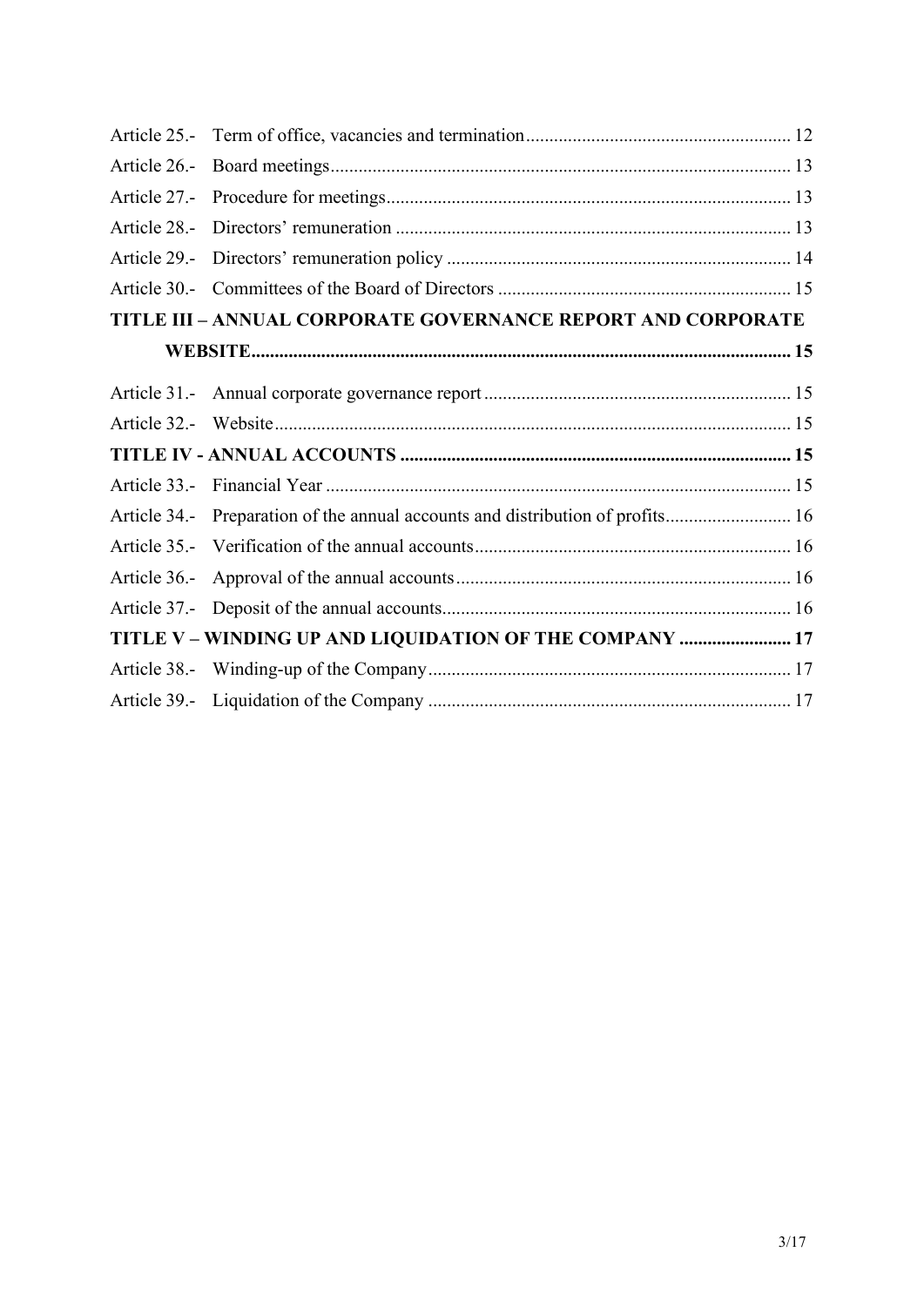Article 25.- Term of office, vacancies and termination........................................................ 12

Article 26.- Board meetings.................................................................................................. 13

Article 27.- Procedure for meetings...................................................................................... 13

Article 28.- Directors' remuneration .................................................................................... 13

Article 29.- Directors' remuneration policy ......................................................................... 14

Article 30.- Committees of the Board of Directors .............................................................. 15

**TITLE III – ANNUAL CORPORATE GOVERNANCE REPORT AND CORPORATE WEBSITE.................................................................................................................. 15**

Article 31.- Annual corporate governance report ................................................................. 15

Article 32.- Website............................................................................................................. 15

**TITLE IV - ANNUAL ACCOUNTS ................................................................................... 15**

Article 33.- Financial Year ................................................................................................... 15

Article 34.- Preparation of the annual accounts and distribution of profits........................... 16

Article 35.- Verification of the annual accounts................................................................... 16

Article 36.- Approval of the annual accounts ....................................................................... 16

Article 37.- Deposit of the annual accounts.......................................................................... 16

**TITLE V – WINDING UP AND LIQUIDATION OF THE COMPANY ........................ 17**

Article 38.- Winding-up of the Company............................................................................. 17

Article 39.- Liquidation of the Company ............................................................................. 17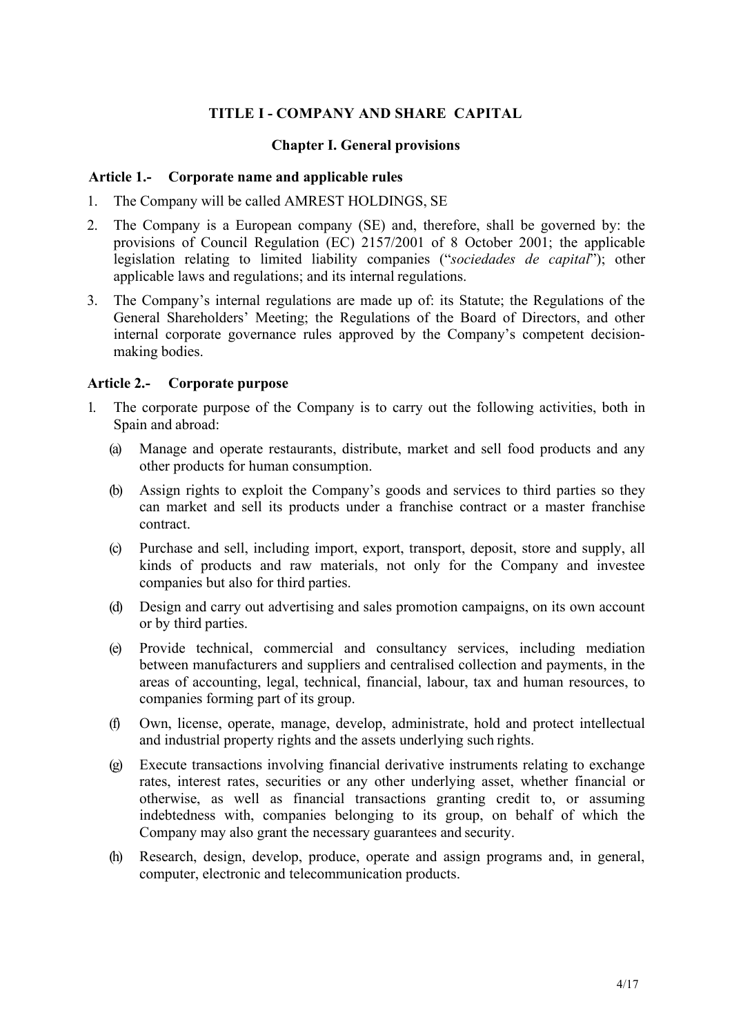# TITLE I - COMPANY AND SHARE CAPITAL

## Chapter I. General provisions

### Article 1.- Corporate name and applicable rules

1. The Company will be called AMREST HOLDINGS, SE
2. The Company is a European company (SE) and, therefore, shall be governed by: the provisions of Council Regulation (EC) 2157/2001 of 8 October 2001; the applicable legislation relating to limited liability companies ("*sociedades de capital*"); other applicable laws and regulations; and its internal regulations.
3. The Company's internal regulations are made up of: its Statute; the Regulations of the General Shareholders' Meeting; the Regulations of the Board of Directors, and other internal corporate governance rules approved by the Company's competent decision-making bodies.

### Article 2.- Corporate purpose

1. The corporate purpose of the Company is to carry out the following activities, both in Spain and abroad:
   - (a) Manage and operate restaurants, distribute, market and sell food products and any other products for human consumption.
   - (b) Assign rights to exploit the Company's goods and services to third parties so they can market and sell its products under a franchise contract or a master franchise contract.
   - (c) Purchase and sell, including import, export, transport, deposit, store and supply, all kinds of products and raw materials, not only for the Company and investee companies but also for third parties.
   - (d) Design and carry out advertising and sales promotion campaigns, on its own account or by third parties.
   - (e) Provide technical, commercial and consultancy services, including mediation between manufacturers and suppliers and centralised collection and payments, in the areas of accounting, legal, technical, financial, labour, tax and human resources, to companies forming part of its group.
   - (f) Own, license, operate, manage, develop, administrate, hold and protect intellectual and industrial property rights and the assets underlying such rights.
   - (g) Execute transactions involving financial derivative instruments relating to exchange rates, interest rates, securities or any other underlying asset, whether financial or otherwise, as well as financial transactions granting credit to, or assuming indebtedness with, companies belonging to its group, on behalf of which the Company may also grant the necessary guarantees and security.
   - (h) Research, design, develop, produce, operate and assign programs and, in general, computer, electronic and telecommunication products.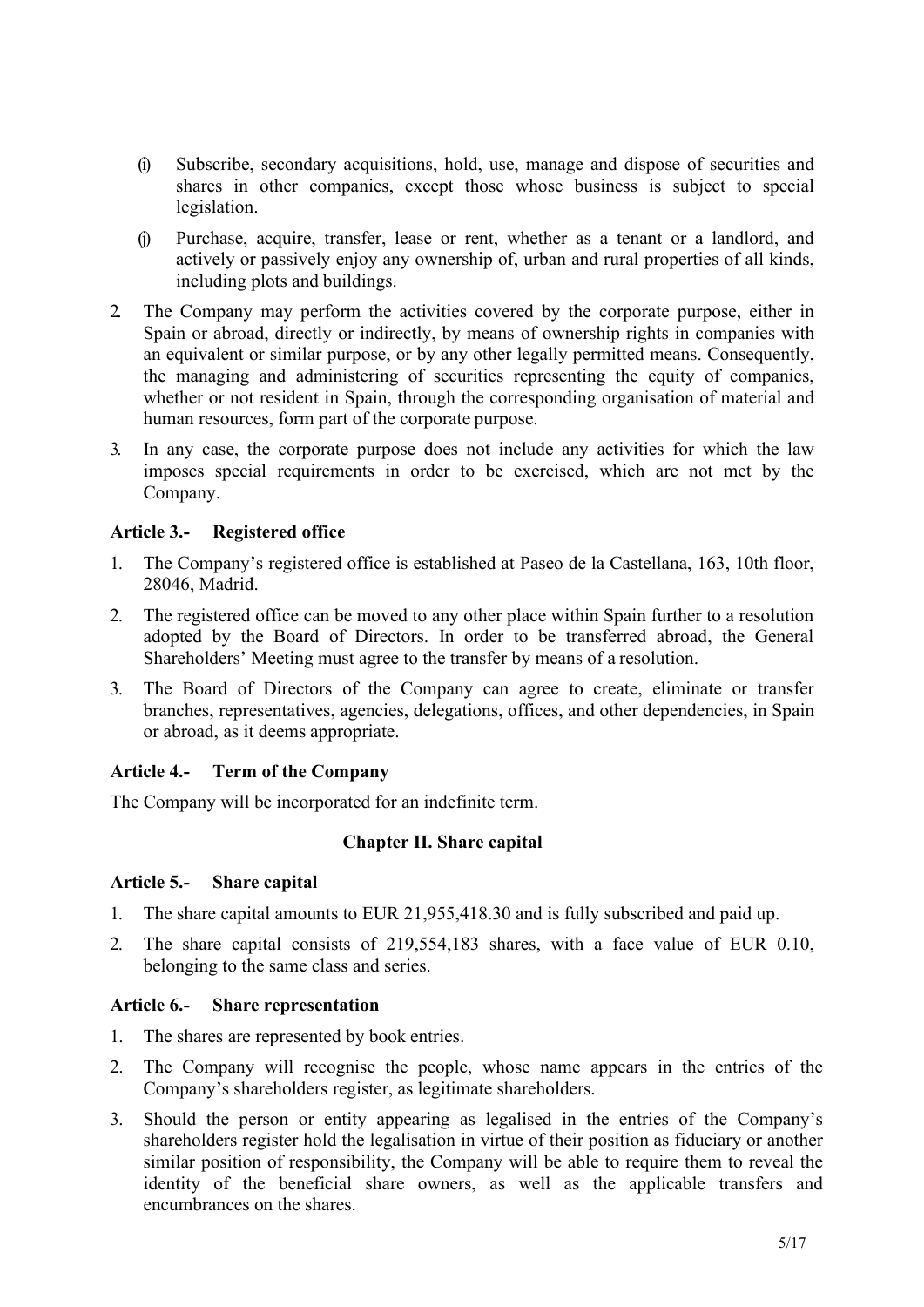(i) Subscribe, secondary acquisitions, hold, use, manage and dispose of securities and shares in other companies, except those whose business is subject to special legislation.

(j) Purchase, acquire, transfer, lease or rent, whether as a tenant or a landlord, and actively or passively enjoy any ownership of, urban and rural properties of all kinds, including plots and buildings.

2. The Company may perform the activities covered by the corporate purpose, either in Spain or abroad, directly or indirectly, by means of ownership rights in companies with an equivalent or similar purpose, or by any other legally permitted means. Consequently, the managing and administering of securities representing the equity of companies, whether or not resident in Spain, through the corresponding organisation of material and human resources, form part of the corporate purpose.

3. In any case, the corporate purpose does not include any activities for which the law imposes special requirements in order to be exercised, which are not met by the Company.

### Article 3.- Registered office

1. The Company's registered office is established at Paseo de la Castellana, 163, 10th floor, 28046, Madrid.
2. The registered office can be moved to any other place within Spain further to a resolution adopted by the Board of Directors. In order to be transferred abroad, the General Shareholders' Meeting must agree to the transfer by means of a resolution.
3. The Board of Directors of the Company can agree to create, eliminate or transfer branches, representatives, agencies, delegations, offices, and other dependencies, in Spain or abroad, as it deems appropriate.

### Article 4.- Term of the Company

The Company will be incorporated for an indefinite term.

## Chapter II. Share capital

### Article 5.- Share capital

1. The share capital amounts to EUR 21,955,418.30 and is fully subscribed and paid up.
2. The share capital consists of 219,554,183 shares, with a face value of EUR 0.10, belonging to the same class and series.

### Article 6.- Share representation

1. The shares are represented by book entries.
2. The Company will recognise the people, whose name appears in the entries of the Company's shareholders register, as legitimate shareholders.
3. Should the person or entity appearing as legalised in the entries of the Company's shareholders register hold the legalisation in virtue of their position as fiduciary or another similar position of responsibility, the Company will be able to require them to reveal the identity of the beneficial share owners, as well as the applicable transfers and encumbrances on the shares.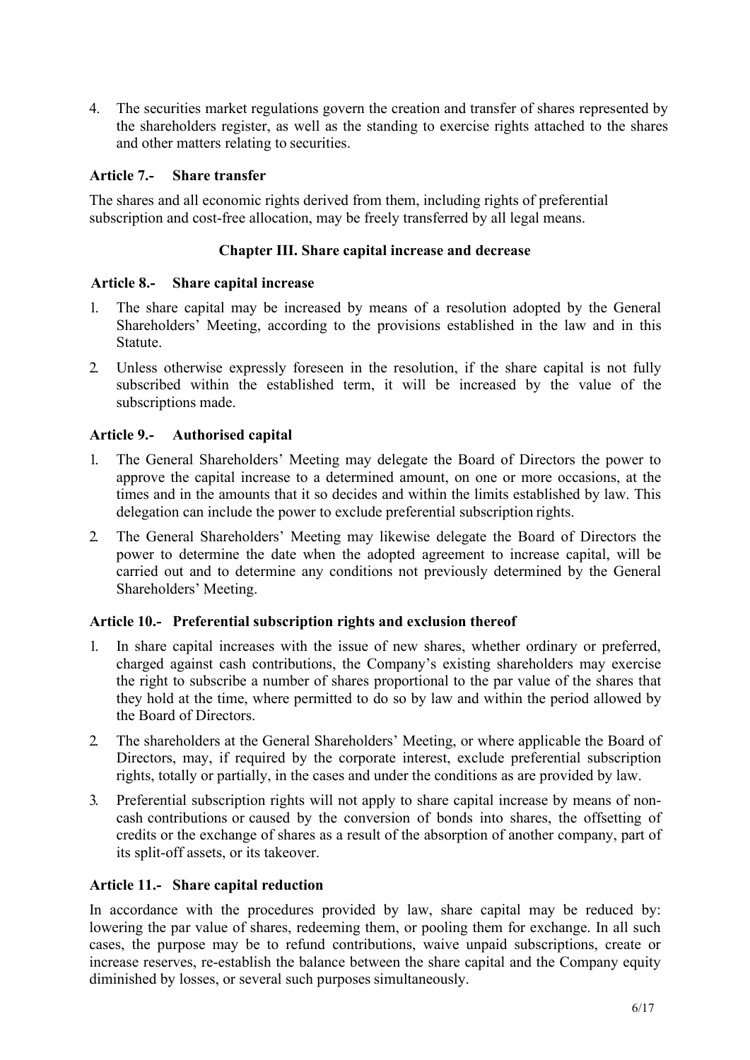4. The securities market regulations govern the creation and transfer of shares represented by the shareholders register, as well as the standing to exercise rights attached to the shares and other matters relating to securities.

### Article 7.- Share transfer

The shares and all economic rights derived from them, including rights of preferential subscription and cost-free allocation, may be freely transferred by all legal means.

## Chapter III. Share capital increase and decrease

### Article 8.- Share capital increase

1. The share capital may be increased by means of a resolution adopted by the General Shareholders' Meeting, according to the provisions established in the law and in this Statute.
2. Unless otherwise expressly foreseen in the resolution, if the share capital is not fully subscribed within the established term, it will be increased by the value of the subscriptions made.

### Article 9.- Authorised capital

1. The General Shareholders' Meeting may delegate the Board of Directors the power to approve the capital increase to a determined amount, on one or more occasions, at the times and in the amounts that it so decides and within the limits established by law. This delegation can include the power to exclude preferential subscription rights.
2. The General Shareholders' Meeting may likewise delegate the Board of Directors the power to determine the date when the adopted agreement to increase capital, will be carried out and to determine any conditions not previously determined by the General Shareholders' Meeting.

### Article 10.- Preferential subscription rights and exclusion thereof

1. In share capital increases with the issue of new shares, whether ordinary or preferred, charged against cash contributions, the Company's existing shareholders may exercise the right to subscribe a number of shares proportional to the par value of the shares that they hold at the time, where permitted to do so by law and within the period allowed by the Board of Directors.
2. The shareholders at the General Shareholders' Meeting, or where applicable the Board of Directors, may, if required by the corporate interest, exclude preferential subscription rights, totally or partially, in the cases and under the conditions as are provided by law.
3. Preferential subscription rights will not apply to share capital increase by means of non-cash contributions or caused by the conversion of bonds into shares, the offsetting of credits or the exchange of shares as a result of the absorption of another company, part of its split-off assets, or its takeover.

### Article 11.- Share capital reduction

In accordance with the procedures provided by law, share capital may be reduced by: lowering the par value of shares, redeeming them, or pooling them for exchange. In all such cases, the purpose may be to refund contributions, waive unpaid subscriptions, create or increase reserves, re-establish the balance between the share capital and the Company equity diminished by losses, or several such purposes simultaneously.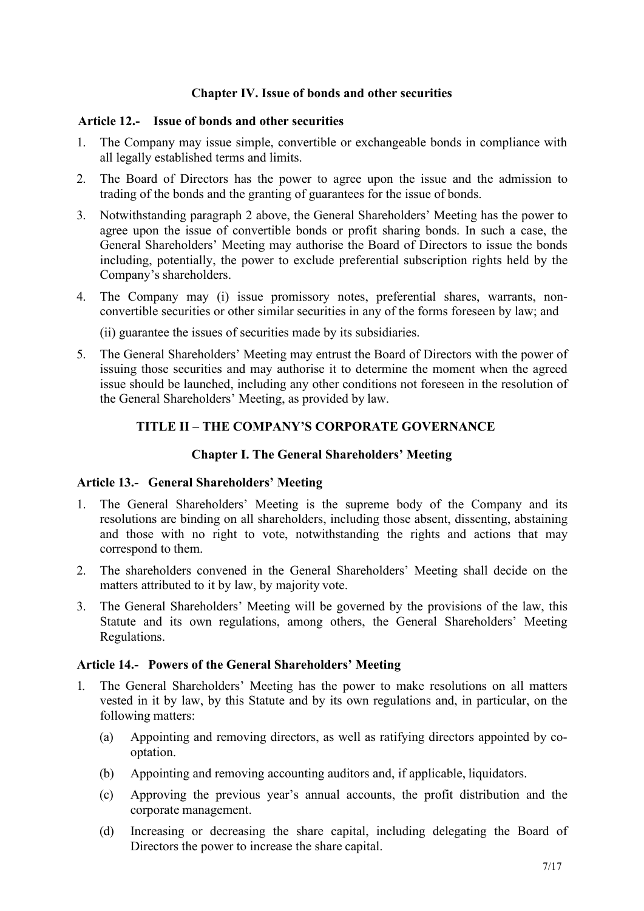### Chapter IV. Issue of bonds and other securities

#### Article 12.- Issue of bonds and other securities

1. The Company may issue simple, convertible or exchangeable bonds in compliance with all legally established terms and limits.
2. The Board of Directors has the power to agree upon the issue and the admission to trading of the bonds and the granting of guarantees for the issue of bonds.
3. Notwithstanding paragraph 2 above, the General Shareholders' Meeting has the power to agree upon the issue of convertible bonds or profit sharing bonds. In such a case, the General Shareholders' Meeting may authorise the Board of Directors to issue the bonds including, potentially, the power to exclude preferential subscription rights held by the Company's shareholders.
4. The Company may (i) issue promissory notes, preferential shares, warrants, non-convertible securities or other similar securities in any of the forms foreseen by law; and

   (ii) guarantee the issues of securities made by its subsidiaries.
5. The General Shareholders' Meeting may entrust the Board of Directors with the power of issuing those securities and may authorise it to determine the moment when the agreed issue should be launched, including any other conditions not foreseen in the resolution of the General Shareholders' Meeting, as provided by law.

## TITLE II – THE COMPANY'S CORPORATE GOVERNANCE

### Chapter I. The General Shareholders' Meeting

#### Article 13.- General Shareholders' Meeting

1. The General Shareholders' Meeting is the supreme body of the Company and its resolutions are binding on all shareholders, including those absent, dissenting, abstaining and those with no right to vote, notwithstanding the rights and actions that may correspond to them.
2. The shareholders convened in the General Shareholders' Meeting shall decide on the matters attributed to it by law, by majority vote.
3. The General Shareholders' Meeting will be governed by the provisions of the law, this Statute and its own regulations, among others, the General Shareholders' Meeting Regulations.

#### Article 14.- Powers of the General Shareholders' Meeting

1. The General Shareholders' Meeting has the power to make resolutions on all matters vested in it by law, by this Statute and by its own regulations and, in particular, on the following matters:
   - (a) Appointing and removing directors, as well as ratifying directors appointed by co-optation.
   - (b) Appointing and removing accounting auditors and, if applicable, liquidators.
   - (c) Approving the previous year's annual accounts, the profit distribution and the corporate management.
   - (d) Increasing or decreasing the share capital, including delegating the Board of Directors the power to increase the share capital.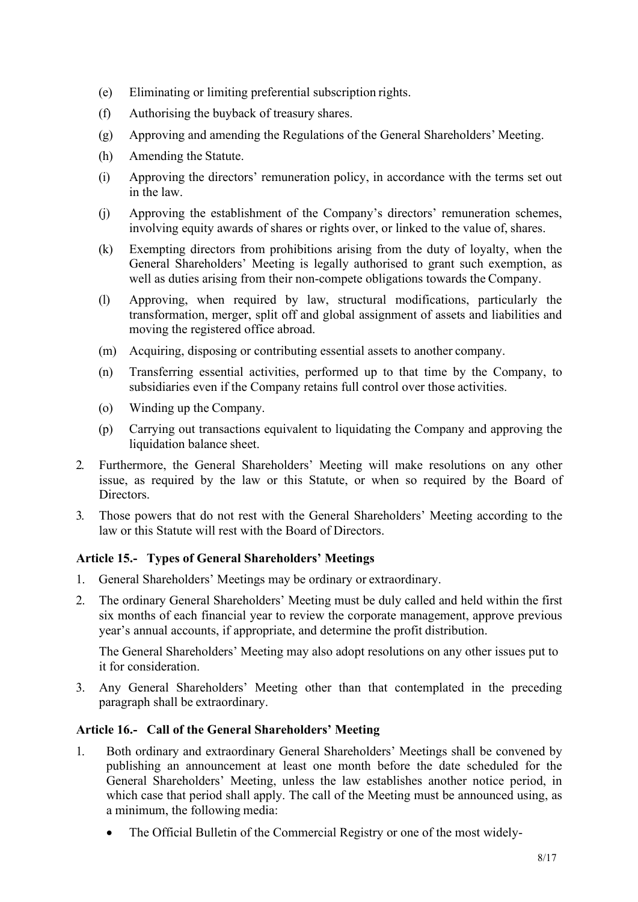(e) Eliminating or limiting preferential subscription rights.

(f) Authorising the buyback of treasury shares.

(g) Approving and amending the Regulations of the General Shareholders' Meeting.

(h) Amending the Statute.

(i) Approving the directors' remuneration policy, in accordance with the terms set out in the law.

(j) Approving the establishment of the Company's directors' remuneration schemes, involving equity awards of shares or rights over, or linked to the value of, shares.

(k) Exempting directors from prohibitions arising from the duty of loyalty, when the General Shareholders' Meeting is legally authorised to grant such exemption, as well as duties arising from their non-compete obligations towards the Company.

(l) Approving, when required by law, structural modifications, particularly the transformation, merger, split off and global assignment of assets and liabilities and moving the registered office abroad.

(m) Acquiring, disposing or contributing essential assets to another company.

(n) Transferring essential activities, performed up to that time by the Company, to subsidiaries even if the Company retains full control over those activities.

(o) Winding up the Company.

(p) Carrying out transactions equivalent to liquidating the Company and approving the liquidation balance sheet.

2. Furthermore, the General Shareholders' Meeting will make resolutions on any other issue, as required by the law or this Statute, or when so required by the Board of Directors.

3. Those powers that do not rest with the General Shareholders' Meeting according to the law or this Statute will rest with the Board of Directors.

### Article 15.- Types of General Shareholders' Meetings

1. General Shareholders' Meetings may be ordinary or extraordinary.

2. The ordinary General Shareholders' Meeting must be duly called and held within the first six months of each financial year to review the corporate management, approve previous year's annual accounts, if appropriate, and determine the profit distribution.

   The General Shareholders' Meeting may also adopt resolutions on any other issues put to it for consideration.

3. Any General Shareholders' Meeting other than that contemplated in the preceding paragraph shall be extraordinary.

### Article 16.- Call of the General Shareholders' Meeting

1. Both ordinary and extraordinary General Shareholders' Meetings shall be convened by publishing an announcement at least one month before the date scheduled for the General Shareholders' Meeting, unless the law establishes another notice period, in which case that period shall apply. The call of the Meeting must be announced using, as a minimum, the following media:

   - The Official Bulletin of the Commercial Registry or one of the most widely-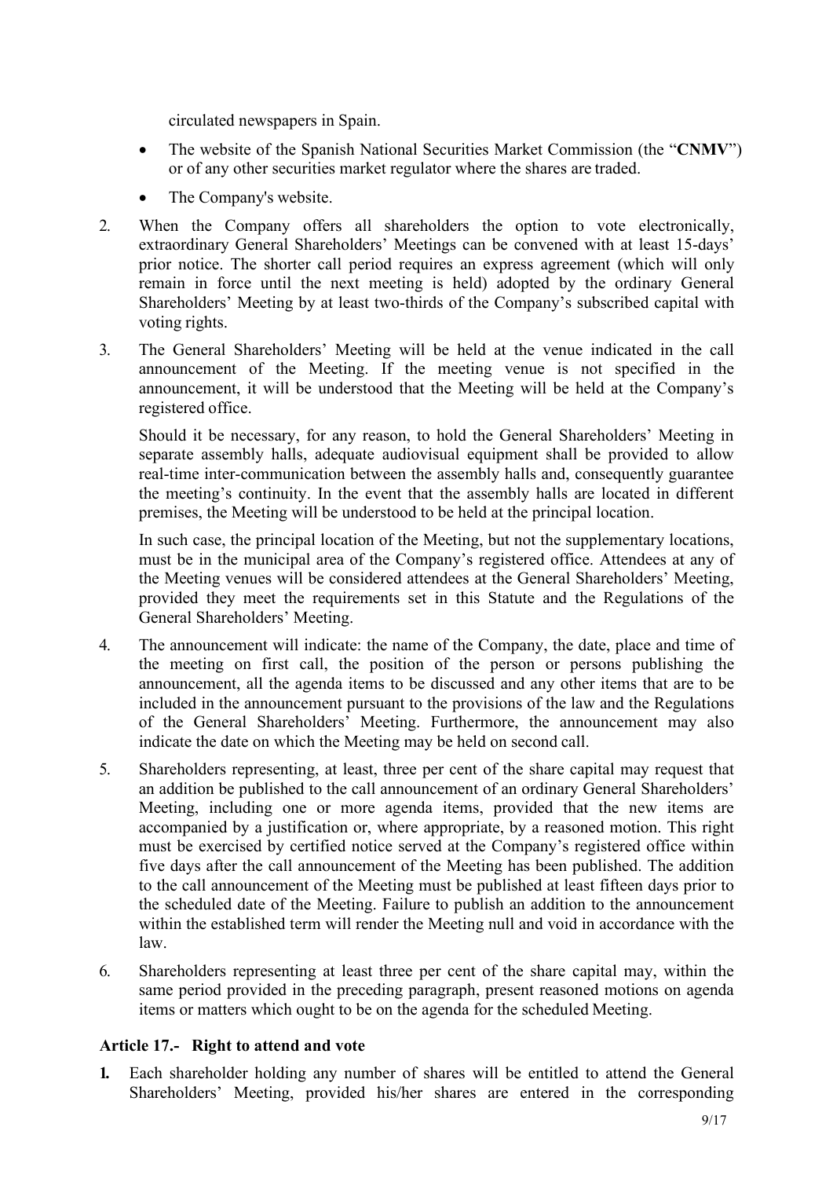circulated newspapers in Spain.

- The website of the Spanish National Securities Market Commission (the "**CNMV**") or of any other securities market regulator where the shares are traded.
- The Company's website.

2. When the Company offers all shareholders the option to vote electronically, extraordinary General Shareholders' Meetings can be convened with at least 15-days' prior notice. The shorter call period requires an express agreement (which will only remain in force until the next meeting is held) adopted by the ordinary General Shareholders' Meeting by at least two-thirds of the Company's subscribed capital with voting rights.

3. The General Shareholders' Meeting will be held at the venue indicated in the call announcement of the Meeting. If the meeting venue is not specified in the announcement, it will be understood that the Meeting will be held at the Company's registered office.

   Should it be necessary, for any reason, to hold the General Shareholders' Meeting in separate assembly halls, adequate audiovisual equipment shall be provided to allow real-time inter-communication between the assembly halls and, consequently guarantee the meeting's continuity. In the event that the assembly halls are located in different premises, the Meeting will be understood to be held at the principal location.

   In such case, the principal location of the Meeting, but not the supplementary locations, must be in the municipal area of the Company's registered office. Attendees at any of the Meeting venues will be considered attendees at the General Shareholders' Meeting, provided they meet the requirements set in this Statute and the Regulations of the General Shareholders' Meeting.

4. The announcement will indicate: the name of the Company, the date, place and time of the meeting on first call, the position of the person or persons publishing the announcement, all the agenda items to be discussed and any other items that are to be included in the announcement pursuant to the provisions of the law and the Regulations of the General Shareholders' Meeting. Furthermore, the announcement may also indicate the date on which the Meeting may be held on second call.

5. Shareholders representing, at least, three per cent of the share capital may request that an addition be published to the call announcement of an ordinary General Shareholders' Meeting, including one or more agenda items, provided that the new items are accompanied by a justification or, where appropriate, by a reasoned motion. This right must be exercised by certified notice served at the Company's registered office within five days after the call announcement of the Meeting has been published. The addition to the call announcement of the Meeting must be published at least fifteen days prior to the scheduled date of the Meeting. Failure to publish an addition to the announcement within the established term will render the Meeting null and void in accordance with the law.

6. Shareholders representing at least three per cent of the share capital may, within the same period provided in the preceding paragraph, present reasoned motions on agenda items or matters which ought to be on the agenda for the scheduled Meeting.

### Article 17.- Right to attend and vote

**1.** Each shareholder holding any number of shares will be entitled to attend the General Shareholders' Meeting, provided his/her shares are entered in the corresponding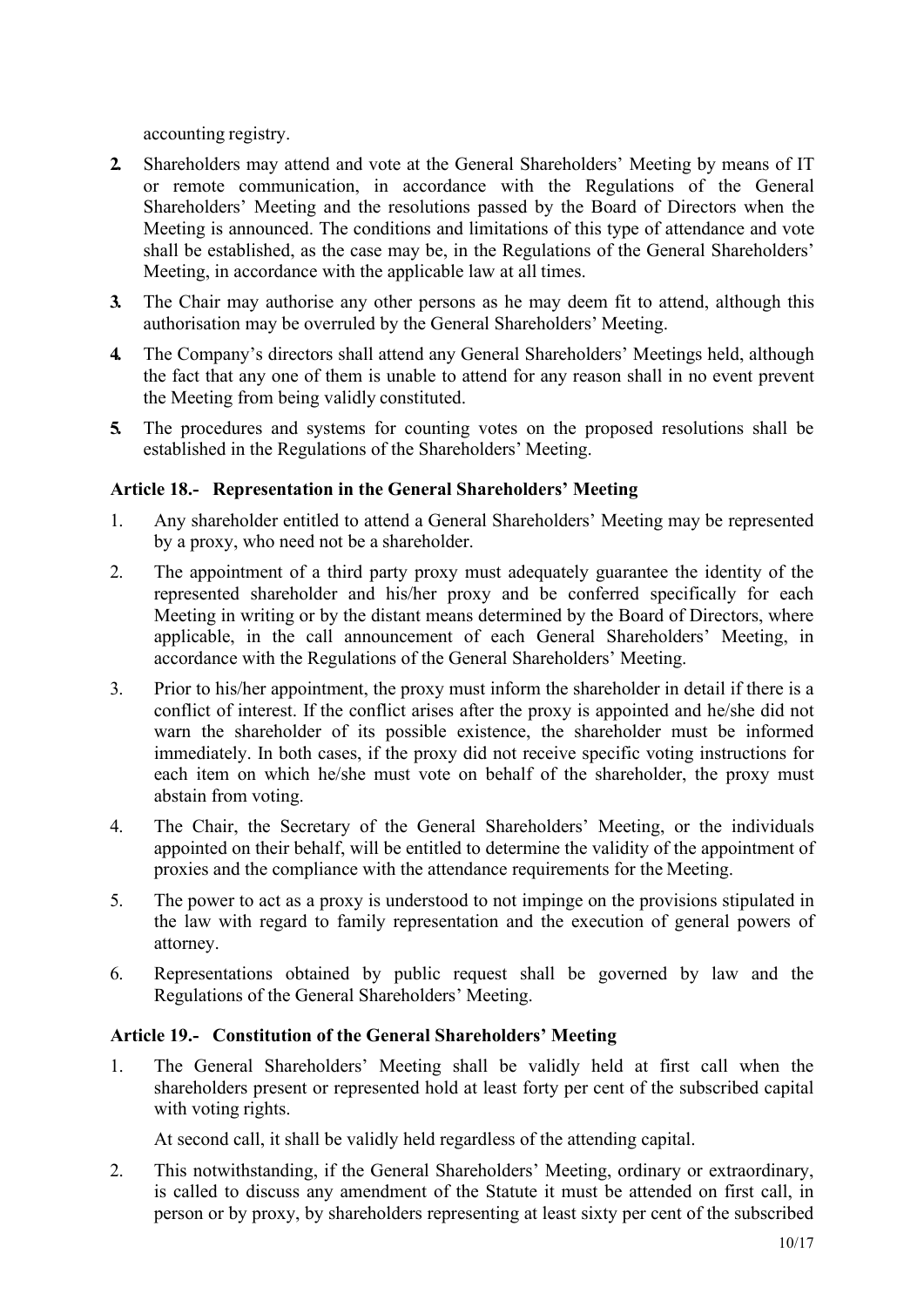accounting registry.

2. Shareholders may attend and vote at the General Shareholders' Meeting by means of IT or remote communication, in accordance with the Regulations of the General Shareholders' Meeting and the resolutions passed by the Board of Directors when the Meeting is announced. The conditions and limitations of this type of attendance and vote shall be established, as the case may be, in the Regulations of the General Shareholders' Meeting, in accordance with the applicable law at all times.

3. The Chair may authorise any other persons as he may deem fit to attend, although this authorisation may be overruled by the General Shareholders' Meeting.

4. The Company's directors shall attend any General Shareholders' Meetings held, although the fact that any one of them is unable to attend for any reason shall in no event prevent the Meeting from being validly constituted.

5. The procedures and systems for counting votes on the proposed resolutions shall be established in the Regulations of the Shareholders' Meeting.

### Article 18.- Representation in the General Shareholders' Meeting

1. Any shareholder entitled to attend a General Shareholders' Meeting may be represented by a proxy, who need not be a shareholder.

2. The appointment of a third party proxy must adequately guarantee the identity of the represented shareholder and his/her proxy and be conferred specifically for each Meeting in writing or by the distant means determined by the Board of Directors, where applicable, in the call announcement of each General Shareholders' Meeting, in accordance with the Regulations of the General Shareholders' Meeting.

3. Prior to his/her appointment, the proxy must inform the shareholder in detail if there is a conflict of interest. If the conflict arises after the proxy is appointed and he/she did not warn the shareholder of its possible existence, the shareholder must be informed immediately. In both cases, if the proxy did not receive specific voting instructions for each item on which he/she must vote on behalf of the shareholder, the proxy must abstain from voting.

4. The Chair, the Secretary of the General Shareholders' Meeting, or the individuals appointed on their behalf, will be entitled to determine the validity of the appointment of proxies and the compliance with the attendance requirements for the Meeting.

5. The power to act as a proxy is understood to not impinge on the provisions stipulated in the law with regard to family representation and the execution of general powers of attorney.

6. Representations obtained by public request shall be governed by law and the Regulations of the General Shareholders' Meeting.

### Article 19.- Constitution of the General Shareholders' Meeting

1. The General Shareholders' Meeting shall be validly held at first call when the shareholders present or represented hold at least forty per cent of the subscribed capital with voting rights.

   At second call, it shall be validly held regardless of the attending capital.

2. This notwithstanding, if the General Shareholders' Meeting, ordinary or extraordinary, is called to discuss any amendment of the Statute it must be attended on first call, in person or by proxy, by shareholders representing at least sixty per cent of the subscribed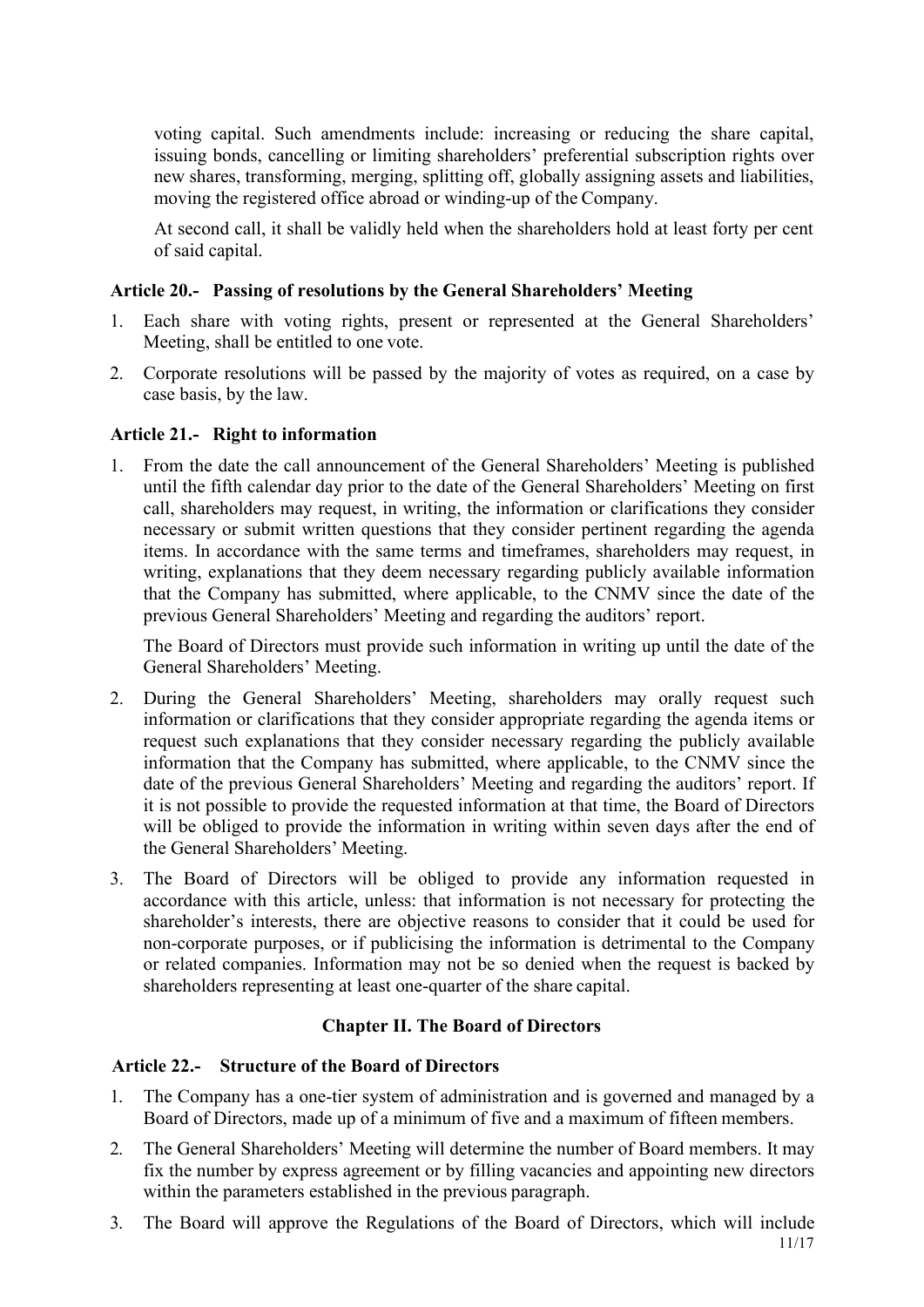voting capital. Such amendments include: increasing or reducing the share capital, issuing bonds, cancelling or limiting shareholders' preferential subscription rights over new shares, transforming, merging, splitting off, globally assigning assets and liabilities, moving the registered office abroad or winding-up of the Company.

At second call, it shall be validly held when the shareholders hold at least forty per cent of said capital.

### Article 20.- Passing of resolutions by the General Shareholders' Meeting

1. Each share with voting rights, present or represented at the General Shareholders' Meeting, shall be entitled to one vote.
2. Corporate resolutions will be passed by the majority of votes as required, on a case by case basis, by the law.

### Article 21.- Right to information

1. From the date the call announcement of the General Shareholders' Meeting is published until the fifth calendar day prior to the date of the General Shareholders' Meeting on first call, shareholders may request, in writing, the information or clarifications they consider necessary or submit written questions that they consider pertinent regarding the agenda items. In accordance with the same terms and timeframes, shareholders may request, in writing, explanations that they deem necessary regarding publicly available information that the Company has submitted, where applicable, to the CNMV since the date of the previous General Shareholders' Meeting and regarding the auditors' report.

   The Board of Directors must provide such information in writing up until the date of the General Shareholders' Meeting.

2. During the General Shareholders' Meeting, shareholders may orally request such information or clarifications that they consider appropriate regarding the agenda items or request such explanations that they consider necessary regarding the publicly available information that the Company has submitted, where applicable, to the CNMV since the date of the previous General Shareholders' Meeting and regarding the auditors' report. If it is not possible to provide the requested information at that time, the Board of Directors will be obliged to provide the information in writing within seven days after the end of the General Shareholders' Meeting.
3. The Board of Directors will be obliged to provide any information requested in accordance with this article, unless: that information is not necessary for protecting the shareholder's interests, there are objective reasons to consider that it could be used for non-corporate purposes, or if publicising the information is detrimental to the Company or related companies. Information may not be so denied when the request is backed by shareholders representing at least one-quarter of the share capital.

## Chapter II. The Board of Directors

### Article 22.- Structure of the Board of Directors

1. The Company has a one-tier system of administration and is governed and managed by a Board of Directors, made up of a minimum of five and a maximum of fifteen members.
2. The General Shareholders' Meeting will determine the number of Board members. It may fix the number by express agreement or by filling vacancies and appointing new directors within the parameters established in the previous paragraph.
3. The Board will approve the Regulations of the Board of Directors, which will include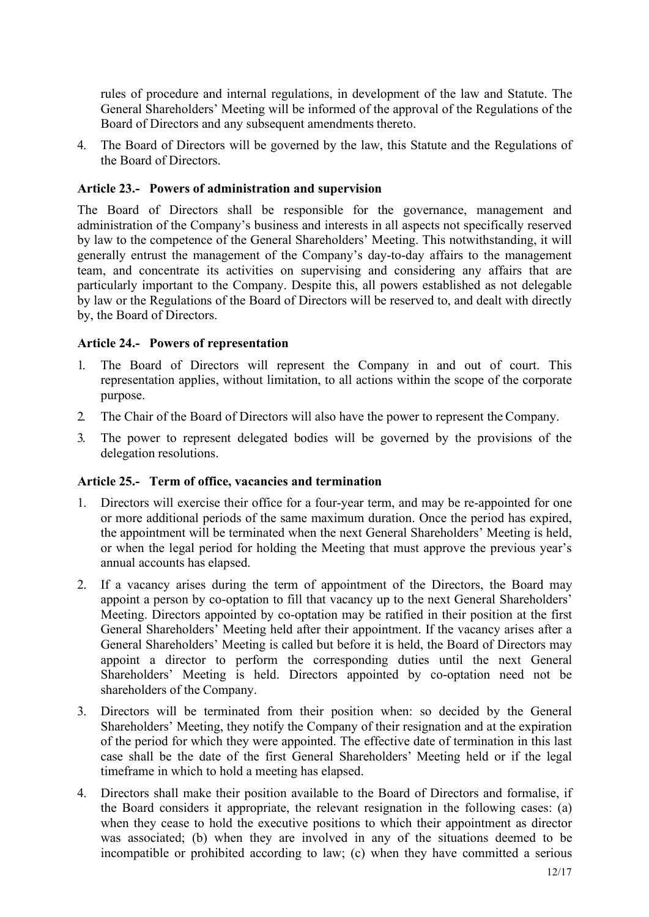rules of procedure and internal regulations, in development of the law and Statute. The General Shareholders' Meeting will be informed of the approval of the Regulations of the Board of Directors and any subsequent amendments thereto.

4. The Board of Directors will be governed by the law, this Statute and the Regulations of the Board of Directors.

### Article 23.- Powers of administration and supervision

The Board of Directors shall be responsible for the governance, management and administration of the Company's business and interests in all aspects not specifically reserved by law to the competence of the General Shareholders' Meeting. This notwithstanding, it will generally entrust the management of the Company's day-to-day affairs to the management team, and concentrate its activities on supervising and considering any affairs that are particularly important to the Company. Despite this, all powers established as not delegable by law or the Regulations of the Board of Directors will be reserved to, and dealt with directly by, the Board of Directors.

### Article 24.- Powers of representation

1. The Board of Directors will represent the Company in and out of court. This representation applies, without limitation, to all actions within the scope of the corporate purpose.
2. The Chair of the Board of Directors will also have the power to represent the Company.
3. The power to represent delegated bodies will be governed by the provisions of the delegation resolutions.

### Article 25.- Term of office, vacancies and termination

1. Directors will exercise their office for a four-year term, and may be re-appointed for one or more additional periods of the same maximum duration. Once the period has expired, the appointment will be terminated when the next General Shareholders' Meeting is held, or when the legal period for holding the Meeting that must approve the previous year's annual accounts has elapsed.
2. If a vacancy arises during the term of appointment of the Directors, the Board may appoint a person by co-optation to fill that vacancy up to the next General Shareholders' Meeting. Directors appointed by co-optation may be ratified in their position at the first General Shareholders' Meeting held after their appointment. If the vacancy arises after a General Shareholders' Meeting is called but before it is held, the Board of Directors may appoint a director to perform the corresponding duties until the next General Shareholders' Meeting is held. Directors appointed by co-optation need not be shareholders of the Company.
3. Directors will be terminated from their position when: so decided by the General Shareholders' Meeting, they notify the Company of their resignation and at the expiration of the period for which they were appointed. The effective date of termination in this last case shall be the date of the first General Shareholders' Meeting held or if the legal timeframe in which to hold a meeting has elapsed.
4. Directors shall make their position available to the Board of Directors and formalise, if the Board considers it appropriate, the relevant resignation in the following cases: (a) when they cease to hold the executive positions to which their appointment as director was associated; (b) when they are involved in any of the situations deemed to be incompatible or prohibited according to law; (c) when they have committed a serious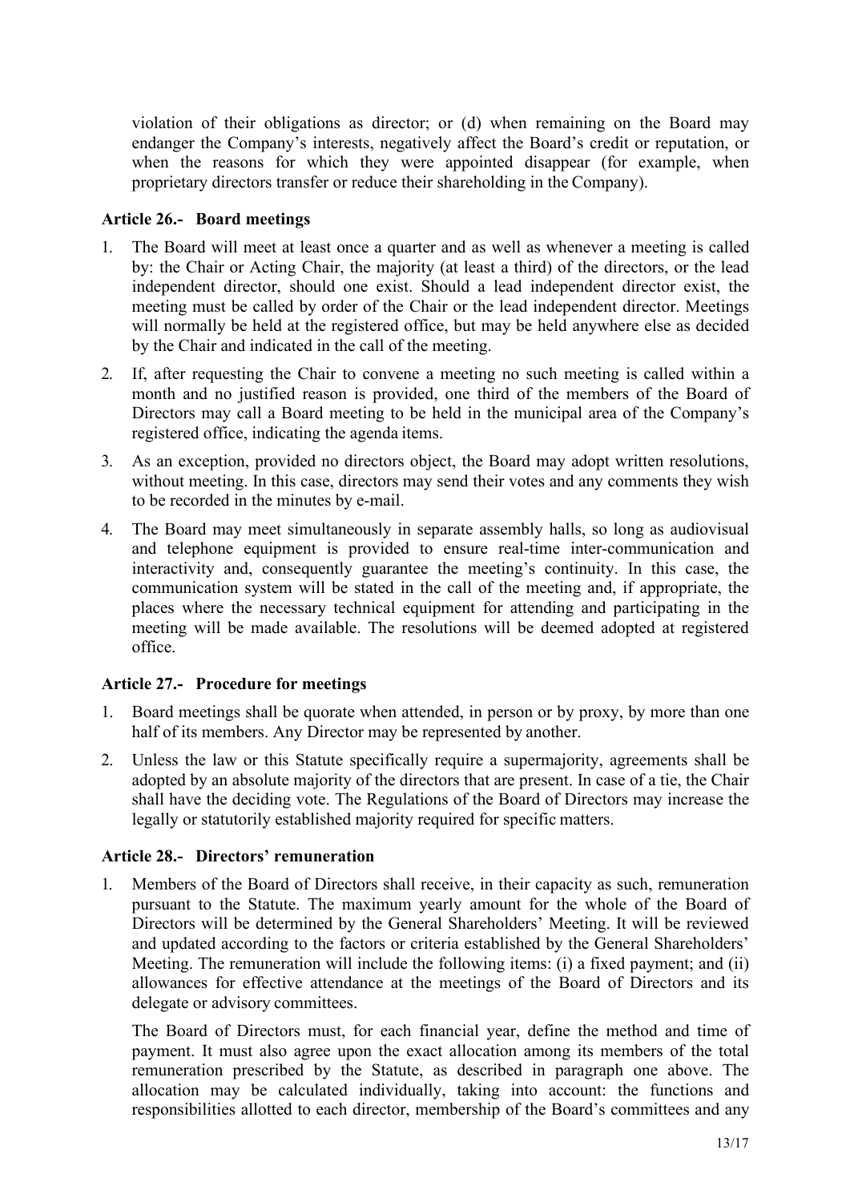violation of their obligations as director; or (d) when remaining on the Board may endanger the Company's interests, negatively affect the Board's credit or reputation, or when the reasons for which they were appointed disappear (for example, when proprietary directors transfer or reduce their shareholding in the Company).

### Article 26.- Board meetings

1. The Board will meet at least once a quarter and as well as whenever a meeting is called by: the Chair or Acting Chair, the majority (at least a third) of the directors, or the lead independent director, should one exist. Should a lead independent director exist, the meeting must be called by order of the Chair or the lead independent director. Meetings will normally be held at the registered office, but may be held anywhere else as decided by the Chair and indicated in the call of the meeting.
2. If, after requesting the Chair to convene a meeting no such meeting is called within a month and no justified reason is provided, one third of the members of the Board of Directors may call a Board meeting to be held in the municipal area of the Company's registered office, indicating the agenda items.
3. As an exception, provided no directors object, the Board may adopt written resolutions, without meeting. In this case, directors may send their votes and any comments they wish to be recorded in the minutes by e-mail.
4. The Board may meet simultaneously in separate assembly halls, so long as audiovisual and telephone equipment is provided to ensure real-time inter-communication and interactivity and, consequently guarantee the meeting's continuity. In this case, the communication system will be stated in the call of the meeting and, if appropriate, the places where the necessary technical equipment for attending and participating in the meeting will be made available. The resolutions will be deemed adopted at registered office.

### Article 27.- Procedure for meetings

1. Board meetings shall be quorate when attended, in person or by proxy, by more than one half of its members. Any Director may be represented by another.
2. Unless the law or this Statute specifically require a supermajority, agreements shall be adopted by an absolute majority of the directors that are present. In case of a tie, the Chair shall have the deciding vote. The Regulations of the Board of Directors may increase the legally or statutorily established majority required for specific matters.

### Article 28.- Directors' remuneration

1. Members of the Board of Directors shall receive, in their capacity as such, remuneration pursuant to the Statute. The maximum yearly amount for the whole of the Board of Directors will be determined by the General Shareholders' Meeting. It will be reviewed and updated according to the factors or criteria established by the General Shareholders' Meeting. The remuneration will include the following items: (i) a fixed payment; and (ii) allowances for effective attendance at the meetings of the Board of Directors and its delegate or advisory committees.

   The Board of Directors must, for each financial year, define the method and time of payment. It must also agree upon the exact allocation among its members of the total remuneration prescribed by the Statute, as described in paragraph one above. The allocation may be calculated individually, taking into account: the functions and responsibilities allotted to each director, membership of the Board's committees and any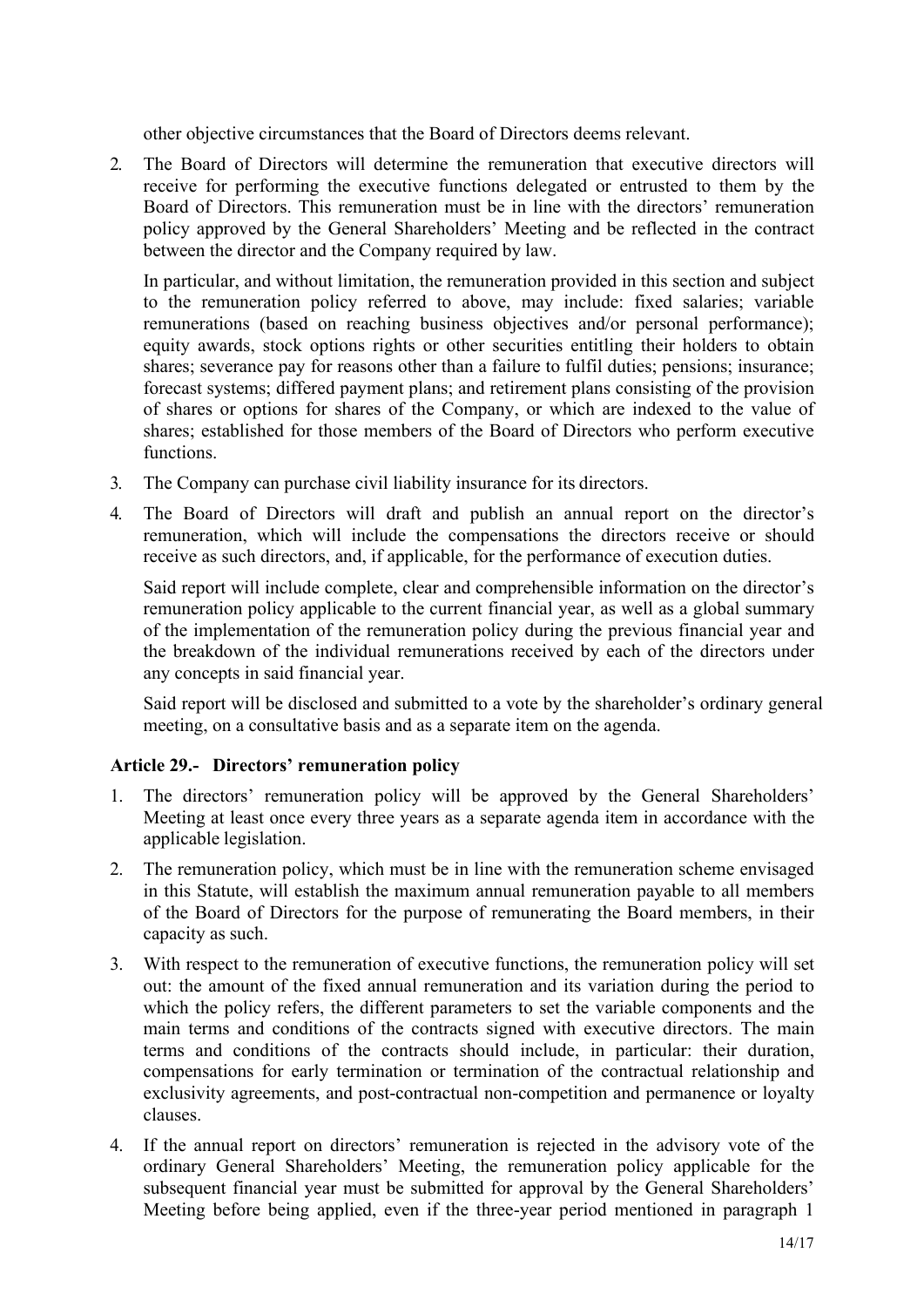other objective circumstances that the Board of Directors deems relevant.

2. The Board of Directors will determine the remuneration that executive directors will receive for performing the executive functions delegated or entrusted to them by the Board of Directors. This remuneration must be in line with the directors' remuneration policy approved by the General Shareholders' Meeting and be reflected in the contract between the director and the Company required by law.

   In particular, and without limitation, the remuneration provided in this section and subject to the remuneration policy referred to above, may include: fixed salaries; variable remunerations (based on reaching business objectives and/or personal performance); equity awards, stock options rights or other securities entitling their holders to obtain shares; severance pay for reasons other than a failure to fulfil duties; pensions; insurance; forecast systems; differed payment plans; and retirement plans consisting of the provision of shares or options for shares of the Company, or which are indexed to the value of shares; established for those members of the Board of Directors who perform executive functions.

3. The Company can purchase civil liability insurance for its directors.

4. The Board of Directors will draft and publish an annual report on the director's remuneration, which will include the compensations the directors receive or should receive as such directors, and, if applicable, for the performance of execution duties.

   Said report will include complete, clear and comprehensible information on the director's remuneration policy applicable to the current financial year, as well as a global summary of the implementation of the remuneration policy during the previous financial year and the breakdown of the individual remunerations received by each of the directors under any concepts in said financial year.

   Said report will be disclosed and submitted to a vote by the shareholder's ordinary general meeting, on a consultative basis and as a separate item on the agenda.

### Article 29.- Directors' remuneration policy

1. The directors' remuneration policy will be approved by the General Shareholders' Meeting at least once every three years as a separate agenda item in accordance with the applicable legislation.

2. The remuneration policy, which must be in line with the remuneration scheme envisaged in this Statute, will establish the maximum annual remuneration payable to all members of the Board of Directors for the purpose of remunerating the Board members, in their capacity as such.

3. With respect to the remuneration of executive functions, the remuneration policy will set out: the amount of the fixed annual remuneration and its variation during the period to which the policy refers, the different parameters to set the variable components and the main terms and conditions of the contracts signed with executive directors. The main terms and conditions of the contracts should include, in particular: their duration, compensations for early termination or termination of the contractual relationship and exclusivity agreements, and post-contractual non-competition and permanence or loyalty clauses.

4. If the annual report on directors' remuneration is rejected in the advisory vote of the ordinary General Shareholders' Meeting, the remuneration policy applicable for the subsequent financial year must be submitted for approval by the General Shareholders' Meeting before being applied, even if the three-year period mentioned in paragraph 1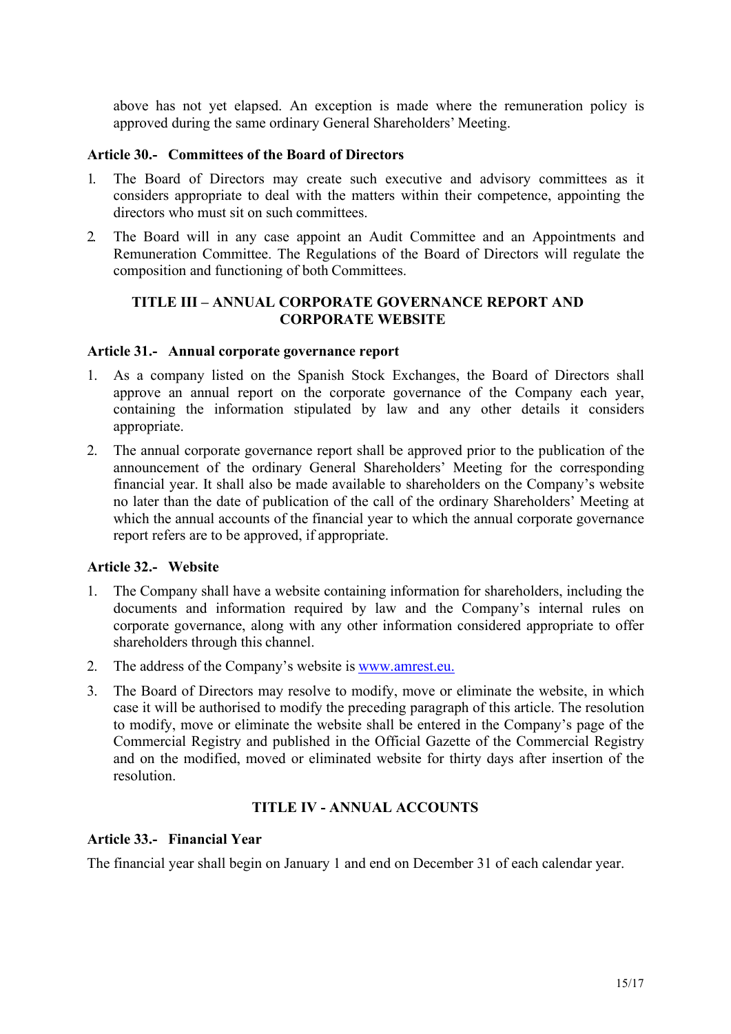above has not yet elapsed. An exception is made where the remuneration policy is approved during the same ordinary General Shareholders' Meeting.

**Article 30.- Committees of the Board of Directors**

1. The Board of Directors may create such executive and advisory committees as it considers appropriate to deal with the matters within their competence, appointing the directors who must sit on such committees.
2. The Board will in any case appoint an Audit Committee and an Appointments and Remuneration Committee. The Regulations of the Board of Directors will regulate the composition and functioning of both Committees.

## TITLE III – ANNUAL CORPORATE GOVERNANCE REPORT AND CORPORATE WEBSITE

**Article 31.- Annual corporate governance report**

1. As a company listed on the Spanish Stock Exchanges, the Board of Directors shall approve an annual report on the corporate governance of the Company each year, containing the information stipulated by law and any other details it considers appropriate.
2. The annual corporate governance report shall be approved prior to the publication of the announcement of the ordinary General Shareholders' Meeting for the corresponding financial year. It shall also be made available to shareholders on the Company's website no later than the date of publication of the call of the ordinary Shareholders' Meeting at which the annual accounts of the financial year to which the annual corporate governance report refers are to be approved, if appropriate.

**Article 32.- Website**

1. The Company shall have a website containing information for shareholders, including the documents and information required by law and the Company's internal rules on corporate governance, along with any other information considered appropriate to offer shareholders through this channel.
2. The address of the Company's website is www.amrest.eu.
3. The Board of Directors may resolve to modify, move or eliminate the website, in which case it will be authorised to modify the preceding paragraph of this article. The resolution to modify, move or eliminate the website shall be entered in the Company's page of the Commercial Registry and published in the Official Gazette of the Commercial Registry and on the modified, moved or eliminated website for thirty days after insertion of the resolution.

## TITLE IV - ANNUAL ACCOUNTS

**Article 33.- Financial Year**

The financial year shall begin on January 1 and end on December 31 of each calendar year.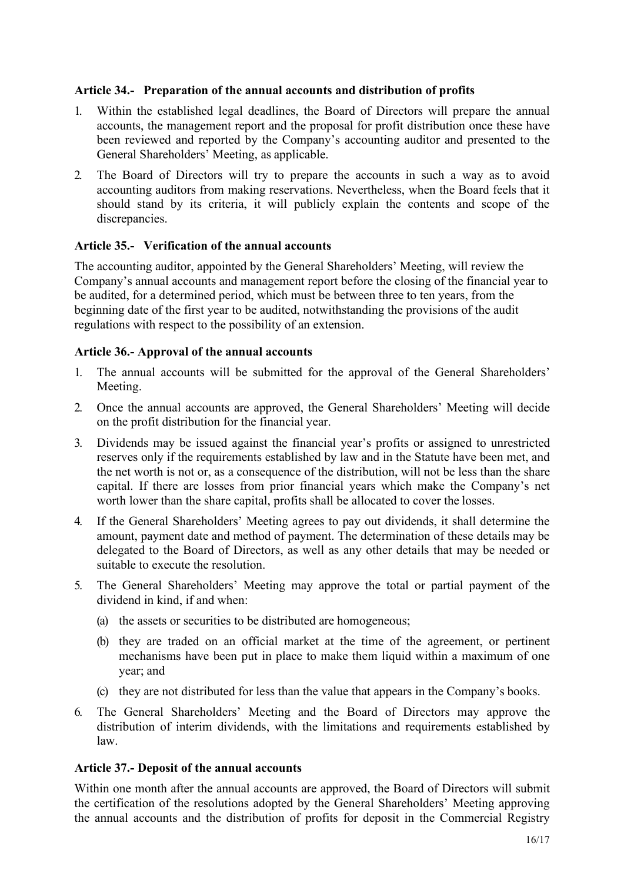### Article 34.- Preparation of the annual accounts and distribution of profits

1. Within the established legal deadlines, the Board of Directors will prepare the annual accounts, the management report and the proposal for profit distribution once these have been reviewed and reported by the Company's accounting auditor and presented to the General Shareholders' Meeting, as applicable.
2. The Board of Directors will try to prepare the accounts in such a way as to avoid accounting auditors from making reservations. Nevertheless, when the Board feels that it should stand by its criteria, it will publicly explain the contents and scope of the discrepancies.

### Article 35.- Verification of the annual accounts

The accounting auditor, appointed by the General Shareholders' Meeting, will review the Company's annual accounts and management report before the closing of the financial year to be audited, for a determined period, which must be between three to ten years, from the beginning date of the first year to be audited, notwithstanding the provisions of the audit regulations with respect to the possibility of an extension.

### Article 36.- Approval of the annual accounts

1. The annual accounts will be submitted for the approval of the General Shareholders' Meeting.
2. Once the annual accounts are approved, the General Shareholders' Meeting will decide on the profit distribution for the financial year.
3. Dividends may be issued against the financial year's profits or assigned to unrestricted reserves only if the requirements established by law and in the Statute have been met, and the net worth is not or, as a consequence of the distribution, will not be less than the share capital. If there are losses from prior financial years which make the Company's net worth lower than the share capital, profits shall be allocated to cover the losses.
4. If the General Shareholders' Meeting agrees to pay out dividends, it shall determine the amount, payment date and method of payment. The determination of these details may be delegated to the Board of Directors, as well as any other details that may be needed or suitable to execute the resolution.
5. The General Shareholders' Meeting may approve the total or partial payment of the dividend in kind, if and when:
   (a) the assets or securities to be distributed are homogeneous;
   (b) they are traded on an official market at the time of the agreement, or pertinent mechanisms have been put in place to make them liquid within a maximum of one year; and
   (c) they are not distributed for less than the value that appears in the Company's books.
6. The General Shareholders' Meeting and the Board of Directors may approve the distribution of interim dividends, with the limitations and requirements established by law.

### Article 37.- Deposit of the annual accounts

Within one month after the annual accounts are approved, the Board of Directors will submit the certification of the resolutions adopted by the General Shareholders' Meeting approving the annual accounts and the distribution of profits for deposit in the Commercial Registry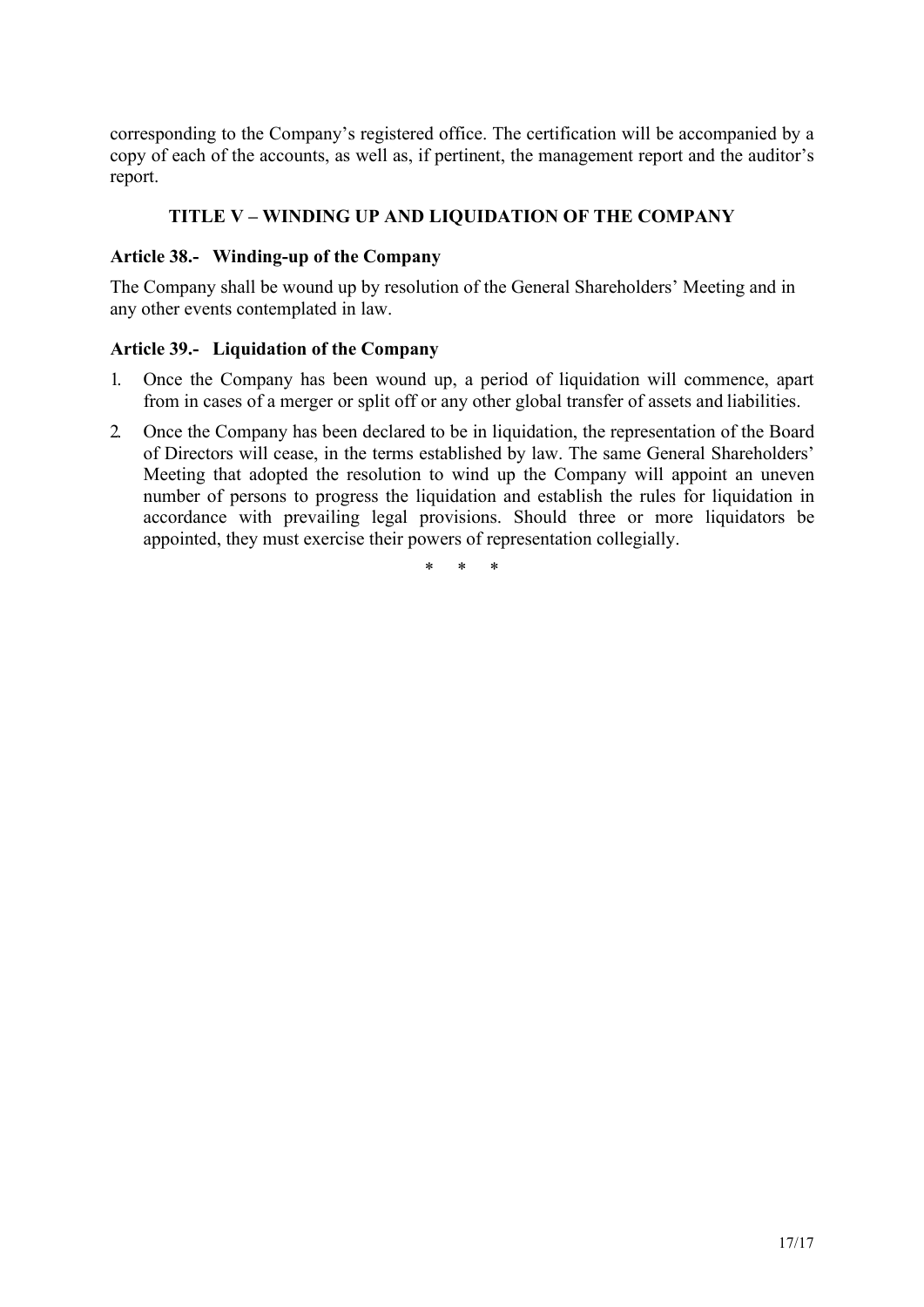corresponding to the Company's registered office. The certification will be accompanied by a copy of each of the accounts, as well as, if pertinent, the management report and the auditor's report.

## TITLE V – WINDING UP AND LIQUIDATION OF THE COMPANY

### Article 38.- Winding-up of the Company

The Company shall be wound up by resolution of the General Shareholders' Meeting and in any other events contemplated in law.

### Article 39.- Liquidation of the Company

1. Once the Company has been wound up, a period of liquidation will commence, apart from in cases of a merger or split off or any other global transfer of assets and liabilities.
2. Once the Company has been declared to be in liquidation, the representation of the Board of Directors will cease, in the terms established by law. The same General Shareholders' Meeting that adopted the resolution to wind up the Company will appoint an uneven number of persons to progress the liquidation and establish the rules for liquidation in accordance with prevailing legal provisions. Should three or more liquidators be appointed, they must exercise their powers of representation collegially.

\* \* \*